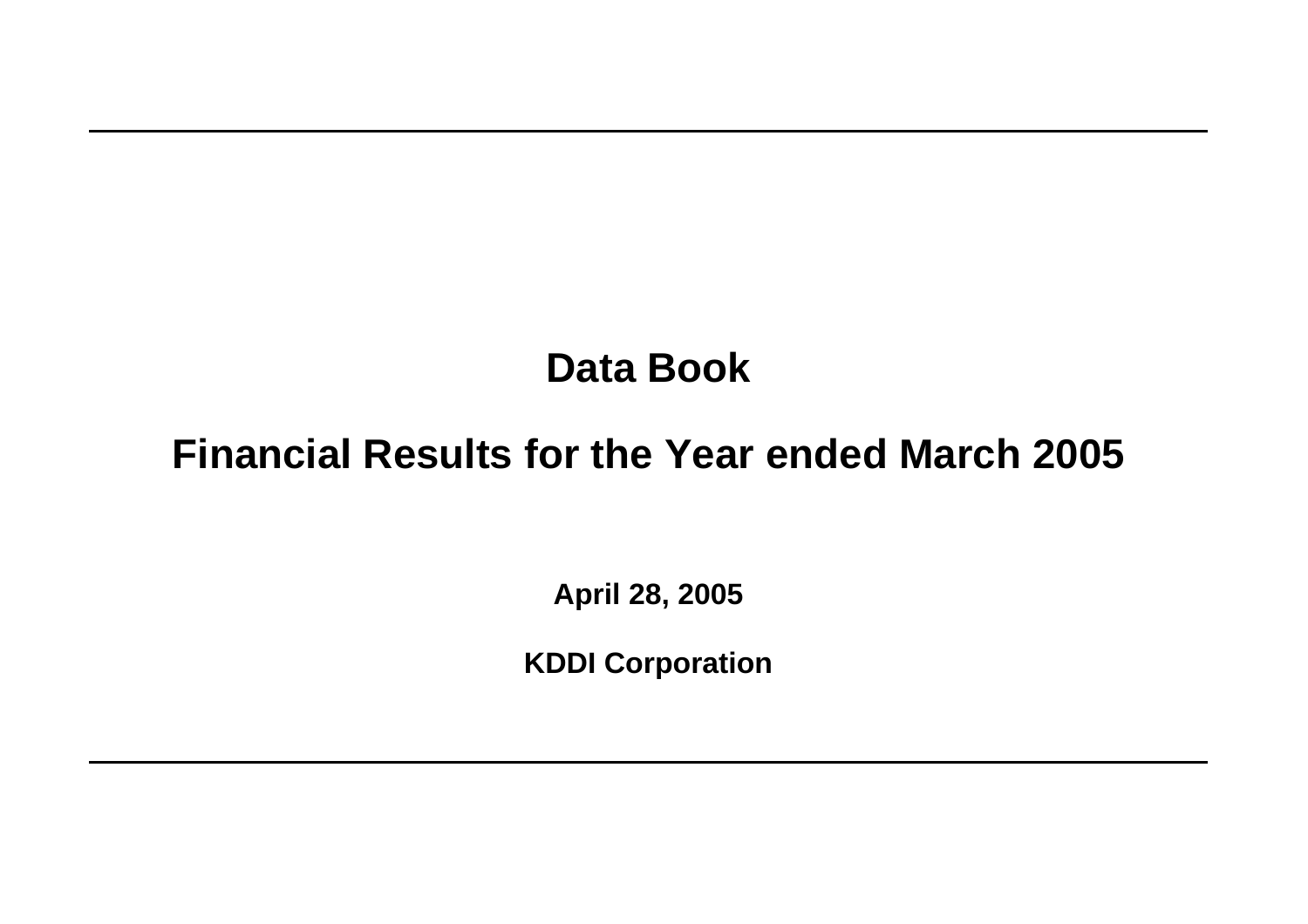# Data Book

## Financial Results for the Year ended March 2005

**April 28, 2005**

**KDDI Corporation**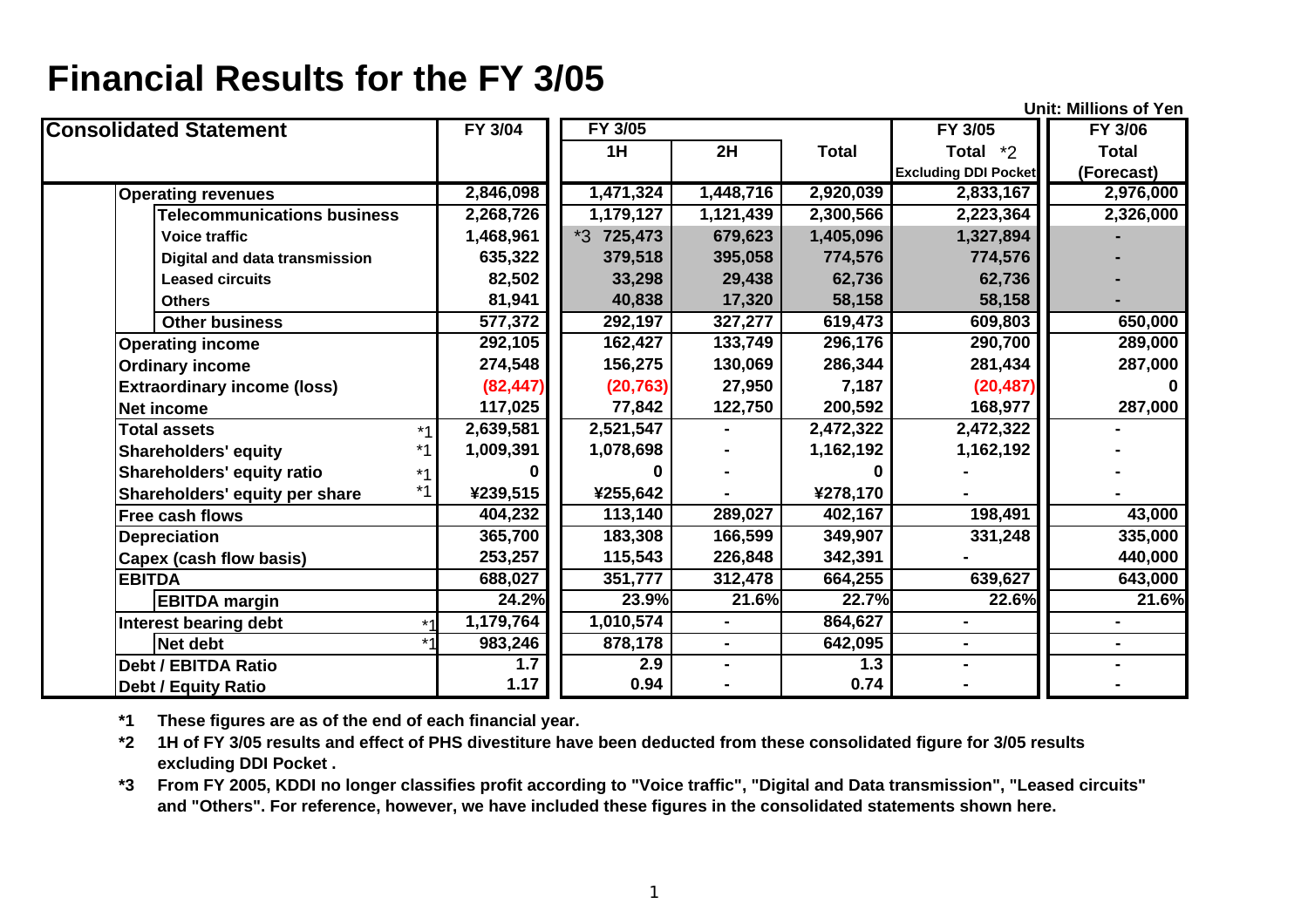# Financial Results for the FY 3/05

Unit: Millions of Yen

| Consolidated Statement | FY 3/04 | FY 3/05 1H | FY 3/05 2H | FY 3/05 Total | FY 3/05 Total *2 Excluding DDI Pocket | FY 3/06 Total (Forecast) |
|---|---|---|---|---|---|---|
| Operating revenues | 2,846,098 | 1,471,324 | 1,448,716 | 2,920,039 | 2,833,167 | 2,976,000 |
| Telecommunications business | 2,268,726 | 1,179,127 | 1,121,439 | 2,300,566 | 2,223,364 | 2,326,000 |
| Voice traffic | 1,468,961 | *3 725,473 | 679,623 | 1,405,096 | 1,327,894 | - |
| Digital and data transmission | 635,322 | 379,518 | 395,058 | 774,576 | 774,576 | - |
| Leased circuits | 82,502 | 33,298 | 29,438 | 62,736 | 62,736 | - |
| Others | 81,941 | 40,838 | 17,320 | 58,158 | 58,158 | - |
| Other business | 577,372 | 292,197 | 327,277 | 619,473 | 609,803 | 650,000 |
| Operating income | 292,105 | 162,427 | 133,749 | 296,176 | 290,700 | 289,000 |
| Ordinary income | 274,548 | 156,275 | 130,069 | 286,344 | 281,434 | 287,000 |
| Extraordinary income (loss) | (82,447) | (20,763) | 27,950 | 7,187 | (20,487) | 0 |
| Net income | 117,025 | 77,842 | 122,750 | 200,592 | 168,977 | 287,000 |
| Total assets *1 | 2,639,581 | 2,521,547 | - | 2,472,322 | 2,472,322 | - |
| Shareholders' equity *1 | 1,009,391 | 1,078,698 | - | 1,162,192 | 1,162,192 | - |
| Shareholders' equity ratio *1 | 0 | 0 | - | 0 | - | - |
| Shareholders' equity per share *1 | ¥239,515 | ¥255,642 | - | ¥278,170 | - | - |
| Free cash flows | 404,232 | 113,140 | 289,027 | 402,167 | 198,491 | 43,000 |
| Depreciation | 365,700 | 183,308 | 166,599 | 349,907 | 331,248 | 335,000 |
| Capex (cash flow basis) | 253,257 | 115,543 | 226,848 | 342,391 | - | 440,000 |
| EBITDA | 688,027 | 351,777 | 312,478 | 664,255 | 639,627 | 643,000 |
| EBITDA margin | 24.2% | 23.9% | 21.6% | 22.7% | 22.6% | 21.6% |
| Interest bearing debt *1 | 1,179,764 | 1,010,574 | - | 864,627 | - | - |
| Net debt *1 | 983,246 | 878,178 | - | 642,095 | - | - |
| Debt / EBITDA Ratio | 1.7 | 2.9 | - | 1.3 | - | - |
| Debt / Equity Ratio | 1.17 | 0.94 | - | 0.74 | - | - |

**\*1** These figures are as of the end of each financial year.

**\*2** 1H of FY 3/05 results and effect of PHS divestiture have been deducted from these consolidated figure for 3/05 results excluding DDI Pocket .

**\*3** From FY 2005, KDDI no longer classifies profit according to "Voice traffic", "Digital and Data transmission", "Leased circuits" and "Others". For reference, however, we have included these figures in the consolidated statements shown here.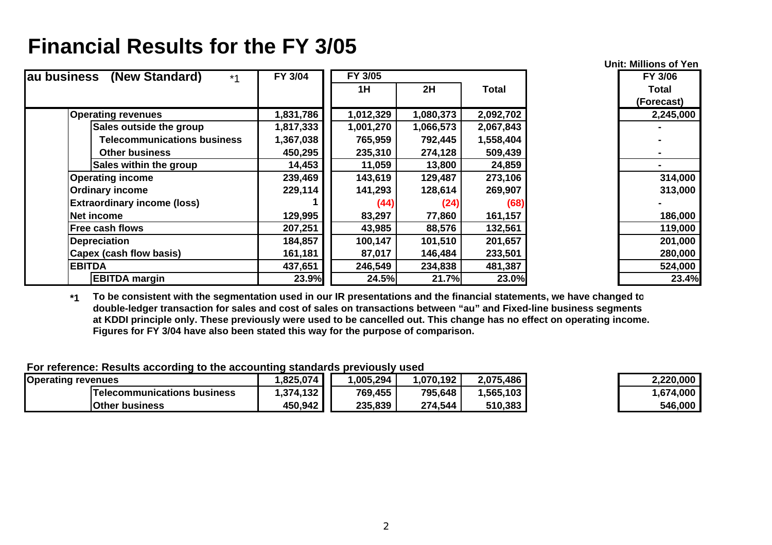# Financial Results for the FY 3/05

Unit: Millions of Yen

| au business (New Standard) *1 | FY 3/04 | FY 3/05 | | | FY 3/06 |
|---|---|---|---|---|---|
| | | 1H | 2H | Total | Total (Forecast) |
| Operating revenues | 1,831,786 | 1,012,329 | 1,080,373 | 2,092,702 | 2,245,000 |
| Sales outside the group | 1,817,333 | 1,001,270 | 1,066,573 | 2,067,843 | - |
| Telecommunications business | 1,367,038 | 765,959 | 792,445 | 1,558,404 | - |
| Other business | 450,295 | 235,310 | 274,128 | 509,439 | - |
| Sales within the group | 14,453 | 11,059 | 13,800 | 24,859 | - |
| Operating income | 239,469 | 143,619 | 129,487 | 273,106 | 314,000 |
| Ordinary income | 229,114 | 141,293 | 128,614 | 269,907 | 313,000 |
| Extraordinary income (loss) | 1 | (44) | (24) | (68) | - |
| Net income | 129,995 | 83,297 | 77,860 | 161,157 | 186,000 |
| Free cash flows | 207,251 | 43,985 | 88,576 | 132,561 | 119,000 |
| Depreciation | 184,857 | 100,147 | 101,510 | 201,657 | 201,000 |
| Capex (cash flow basis) | 161,181 | 87,017 | 146,484 | 233,501 | 280,000 |
| EBITDA | 437,651 | 246,549 | 234,838 | 481,387 | 524,000 |
| EBITDA margin | 23.9% | 24.5% | 21.7% | 23.0% | 23.4% |

*1 To be consistent with the segmentation used in our IR presentations and the financial statements, we have changed to double-ledger transaction for sales and cost of sales on transactions between "au" and Fixed-line business segments at KDDI principle only. These previously were used to be cancelled out. This change has no effect on operating income. Figures for FY 3/04 have also been stated this way for the purpose of comparison.

**For reference: Results according to the accounting standards previously used**

| | FY 3/04 | FY 3/05 1H | FY 3/05 2H | FY 3/05 Total | FY 3/06 Total (Forecast) |
|---|---|---|---|---|---|
| Operating revenues | 1,825,074 | 1,005,294 | 1,070,192 | 2,075,486 | 2,220,000 |
| Telecommunications business | 1,374,132 | 769,455 | 795,648 | 1,565,103 | 1,674,000 |
| Other business | 450,942 | 235,839 | 274,544 | 510,383 | 546,000 |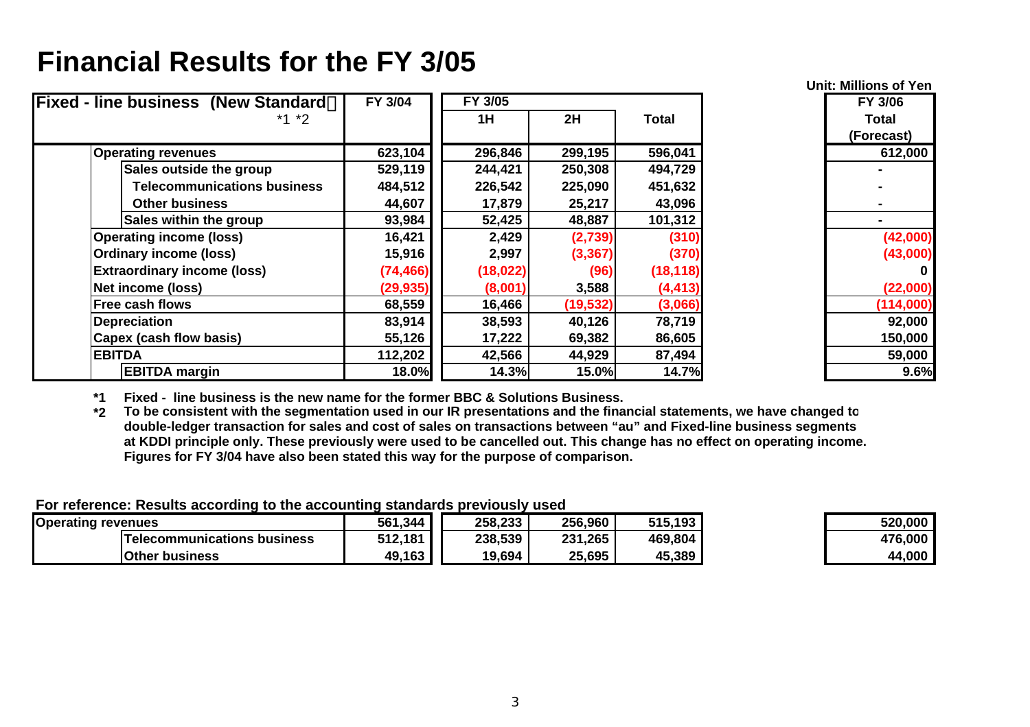# Financial Results for the FY 3/05

Unit: Millions of Yen

| Fixed - line business (New Standard) *1 *2 | FY 3/04 | FY 3/05 1H | FY 3/05 2H | FY 3/05 Total | FY 3/06 Total (Forecast) |
|---|---|---|---|---|---|
| Operating revenues | 623,104 | 296,846 | 299,195 | 596,041 | 612,000 |
| Sales outside the group | 529,119 | 244,421 | 250,308 | 494,729 | - |
| Telecommunications business | 484,512 | 226,542 | 225,090 | 451,632 | - |
| Other business | 44,607 | 17,879 | 25,217 | 43,096 | - |
| Sales within the group | 93,984 | 52,425 | 48,887 | 101,312 | - |
| Operating income (loss) | 16,421 | 2,429 | (2,739) | (310) | (42,000) |
| Ordinary income (loss) | 15,916 | 2,997 | (3,367) | (370) | (43,000) |
| Extraordinary income (loss) | (74,466) | (18,022) | (96) | (18,118) | 0 |
| Net income (loss) | (29,935) | (8,001) | 3,588 | (4,413) | (22,000) |
| Free cash flows | 68,559 | 16,466 | (19,532) | (3,066) | (114,000) |
| Depreciation | 83,914 | 38,593 | 40,126 | 78,719 | 92,000 |
| Capex (cash flow basis) | 55,126 | 17,222 | 69,382 | 86,605 | 150,000 |
| EBITDA | 112,202 | 42,566 | 44,929 | 87,494 | 59,000 |
| EBITDA margin | 18.0% | 14.3% | 15.0% | 14.7% | 9.6% |

*1 Fixed - line business is the new name for the former BBC & Solutions Business.

*2 To be consistent with the segmentation used in our IR presentations and the financial statements, we have changed to double-ledger transaction for sales and cost of sales on transactions between "au" and Fixed-line business segments at KDDI principle only. These previously were used to be cancelled out. This change has no effect on operating income. Figures for FY 3/04 have also been stated this way for the purpose of comparison.

For reference: Results according to the accounting standards previously used

| | FY 3/04 | FY 3/05 1H | FY 3/05 2H | FY 3/05 Total | FY 3/06 Total (Forecast) |
|---|---|---|---|---|---|
| Operating revenues | 561,344 | 258,233 | 256,960 | 515,193 | 520,000 |
| Telecommunications business | 512,181 | 238,539 | 231,265 | 469,804 | 476,000 |
| Other business | 49,163 | 19,694 | 25,695 | 45,389 | 44,000 |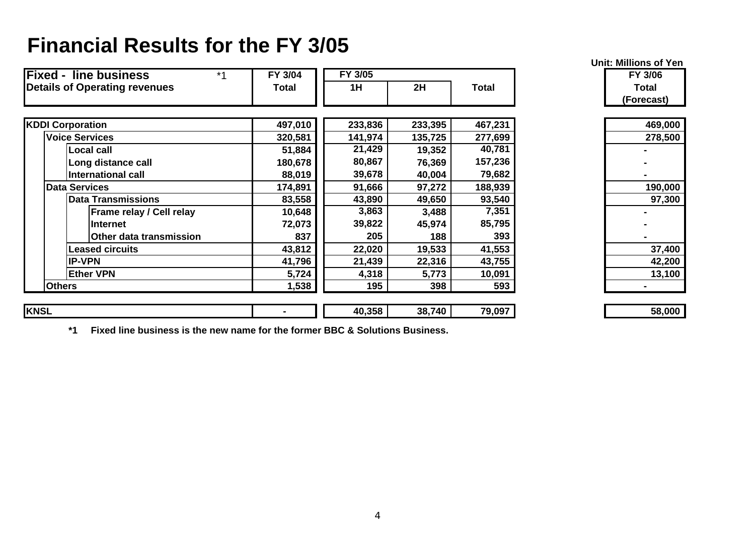# Financial Results for the FY 3/05

Unit: Millions of Yen

| Fixed - line business *1<br>Details of Operating revenues | FY 3/04<br>Total | FY 3/05<br>1H | <br>2H | <br>Total | FY 3/06<br>Total<br>(Forecast) |
|---|---|---|---|---|---|
| **KDDI Corporation** | 497,010 | 233,836 | 233,395 | 467,231 | 469,000 |
| Voice Services | 320,581 | 141,974 | 135,725 | 277,699 | 278,500 |
| Local call | 51,884 | 21,429 | 19,352 | 40,781 | - |
| Long distance call | 180,678 | 80,867 | 76,369 | 157,236 | - |
| International call | 88,019 | 39,678 | 40,004 | 79,682 | - |
| Data Services | 174,891 | 91,666 | 97,272 | 188,939 | 190,000 |
| Data Transmissions | 83,558 | 43,890 | 49,650 | 93,540 | 97,300 |
| Frame relay / Cell relay | 10,648 | 3,863 | 3,488 | 7,351 | - |
| Internet | 72,073 | 39,822 | 45,974 | 85,795 | - |
| Other data transmission | 837 | 205 | 188 | 393 | - |
| Leased circuits | 43,812 | 22,020 | 19,533 | 41,553 | 37,400 |
| IP-VPN | 41,796 | 21,439 | 22,316 | 43,755 | 42,200 |
| Ether VPN | 5,724 | 4,318 | 5,773 | 10,091 | 13,100 |
| Others | 1,538 | 195 | 398 | 593 | - |
| **KNSL** | - | 40,358 | 38,740 | 79,097 | 58,000 |

*1 Fixed line business is the new name for the former BBC & Solutions Business.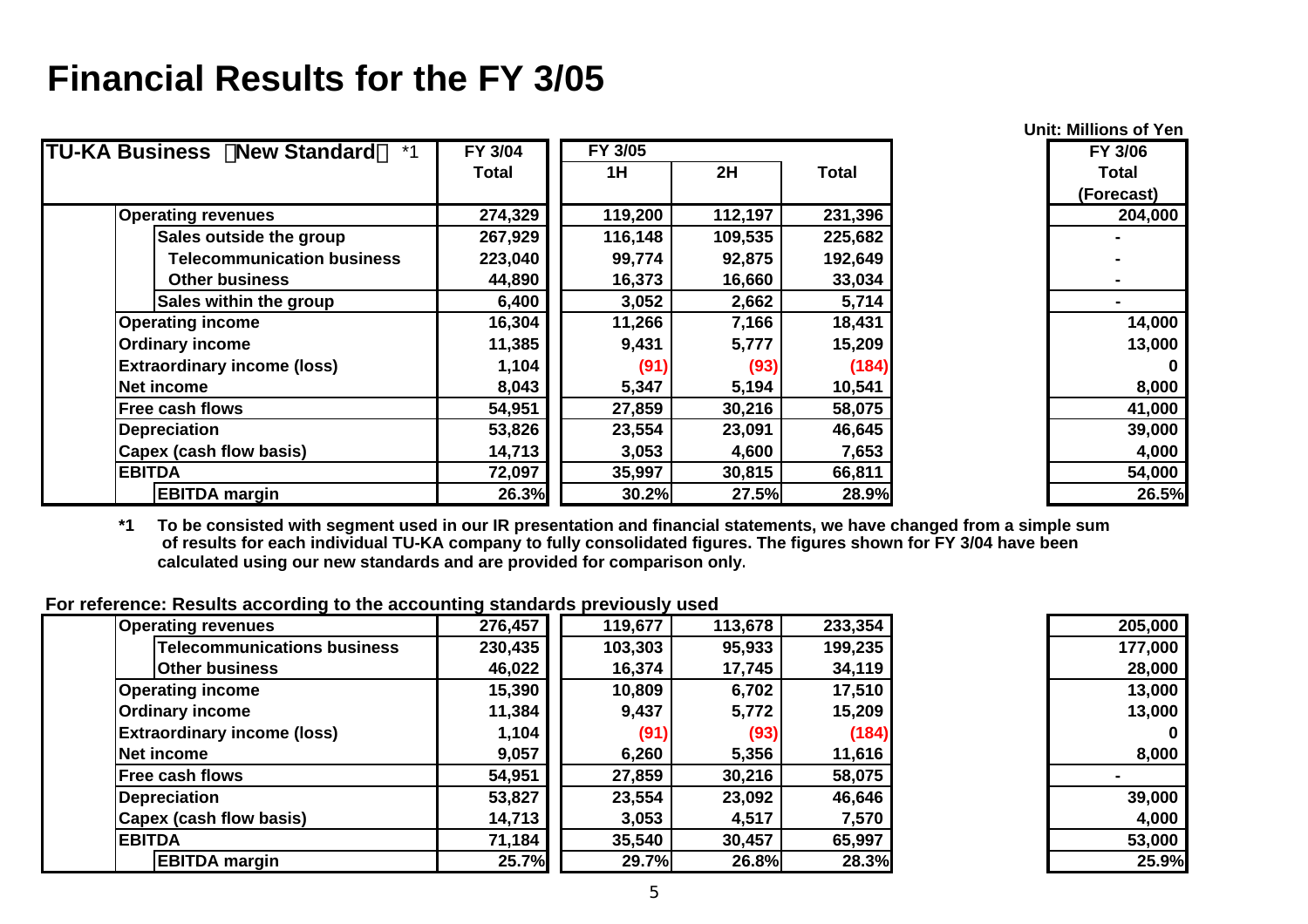# Financial Results for the FY 3/05

Unit: Millions of Yen

| TU-KA Business （New Standard） *1 | FY 3/04 | FY 3/05 | | | FY 3/06 |
|---|---|---|---|---|---|
| | Total | 1H | 2H | Total | Total (Forecast) |
| Operating revenues | 274,329 | 119,200 | 112,197 | 231,396 | 204,000 |
| Sales outside the group | 267,929 | 116,148 | 109,535 | 225,682 | - |
| Telecommunication business | 223,040 | 99,774 | 92,875 | 192,649 | - |
| Other business | 44,890 | 16,373 | 16,660 | 33,034 | - |
| Sales within the group | 6,400 | 3,052 | 2,662 | 5,714 | - |
| Operating income | 16,304 | 11,266 | 7,166 | 18,431 | 14,000 |
| Ordinary income | 11,385 | 9,431 | 5,777 | 15,209 | 13,000 |
| Extraordinary income (loss) | 1,104 | (91) | (93) | (184) | 0 |
| Net income | 8,043 | 5,347 | 5,194 | 10,541 | 8,000 |
| Free cash flows | 54,951 | 27,859 | 30,216 | 58,075 | 41,000 |
| Depreciation | 53,826 | 23,554 | 23,091 | 46,645 | 39,000 |
| Capex (cash flow basis) | 14,713 | 3,053 | 4,600 | 7,653 | 4,000 |
| EBITDA | 72,097 | 35,997 | 30,815 | 66,811 | 54,000 |
| EBITDA margin | 26.3% | 30.2% | 27.5% | 28.9% | 26.5% |

**\*1** To be consisted with segment used in our IR presentation and financial statements, we have changed from a simple sum of results for each individual TU-KA company to fully consolidated figures. The figures shown for FY 3/04 have been calculated using our new standards and are provided for comparison only.

**For reference: Results according to the accounting standards previously used**

| | FY 3/04 Total | FY 3/05 1H | FY 3/05 2H | FY 3/05 Total | FY 3/06 Total (Forecast) |
|---|---|---|---|---|---|
| Operating revenues | 276,457 | 119,677 | 113,678 | 233,354 | 205,000 |
| Telecommunications business | 230,435 | 103,303 | 95,933 | 199,235 | 177,000 |
| Other business | 46,022 | 16,374 | 17,745 | 34,119 | 28,000 |
| Operating income | 15,390 | 10,809 | 6,702 | 17,510 | 13,000 |
| Ordinary income | 11,384 | 9,437 | 5,772 | 15,209 | 13,000 |
| Extraordinary income (loss) | 1,104 | (91) | (93) | (184) | 0 |
| Net income | 9,057 | 6,260 | 5,356 | 11,616 | 8,000 |
| Free cash flows | 54,951 | 27,859 | 30,216 | 58,075 | - |
| Depreciation | 53,827 | 23,554 | 23,092 | 46,646 | 39,000 |
| Capex (cash flow basis) | 14,713 | 3,053 | 4,517 | 7,570 | 4,000 |
| EBITDA | 71,184 | 35,540 | 30,457 | 65,997 | 53,000 |
| EBITDA margin | 25.7% | 29.7% | 26.8% | 28.3% | 25.9% |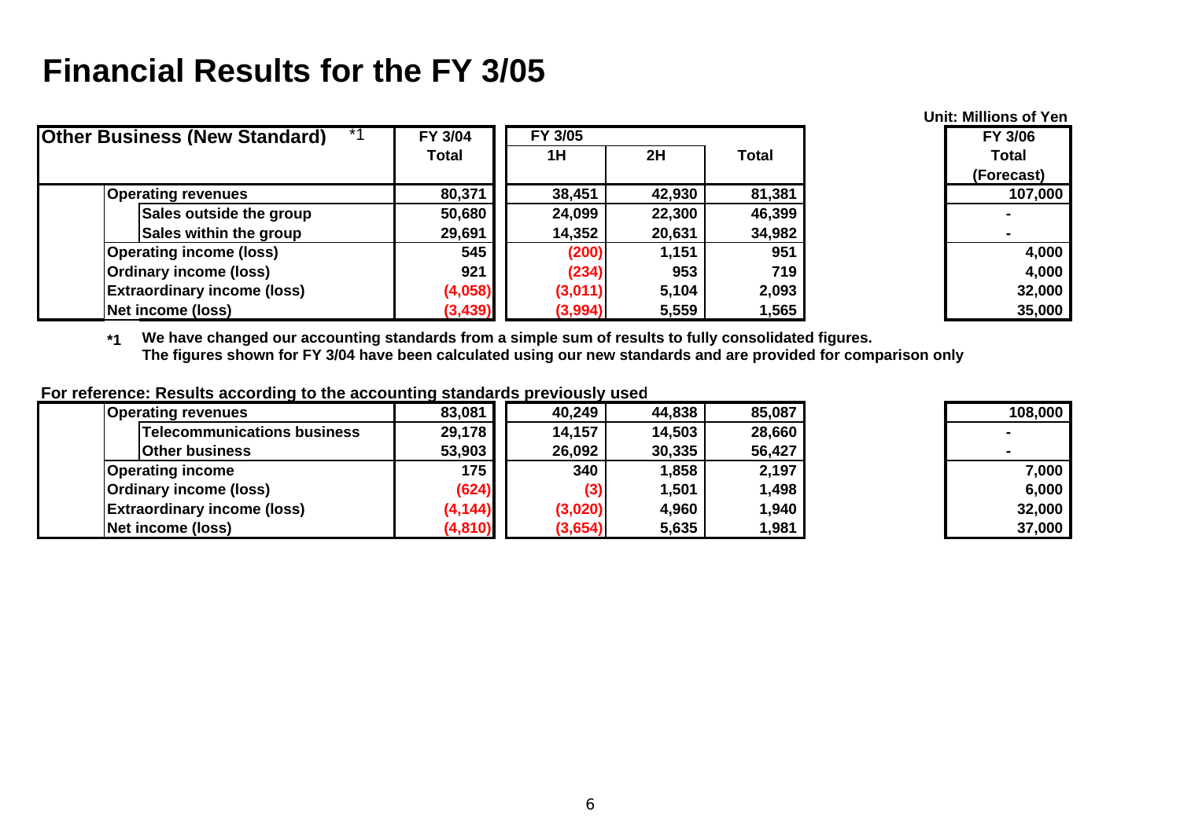# Financial Results for the FY 3/05

Unit: Millions of Yen

| Other Business (New Standard) *1 | FY 3/04 | FY 3/05 | | | FY 3/06 |
|---|---|---|---|---|---|
| | Total | 1H | 2H | Total | Total (Forecast) |
| Operating revenues | 80,371 | 38,451 | 42,930 | 81,381 | 107,000 |
| Sales outside the group | 50,680 | 24,099 | 22,300 | 46,399 | - |
| Sales within the group | 29,691 | 14,352 | 20,631 | 34,982 | - |
| Operating income (loss) | 545 | (200) | 1,151 | 951 | 4,000 |
| Ordinary income (loss) | 921 | (234) | 953 | 719 | 4,000 |
| Extraordinary income (loss) | (4,058) | (3,011) | 5,104 | 2,093 | 32,000 |
| Net income (loss) | (3,439) | (3,994) | 5,559 | 1,565 | 35,000 |

*1 We have changed our accounting standards from a simple sum of results to fully consolidated figures.
The figures shown for FY 3/04 have been calculated using our new standards and are provided for comparison only

For reference: Results according to the accounting standards previously used

| | FY 3/04 Total | FY 3/05 1H | FY 3/05 2H | FY 3/05 Total | FY 3/06 Total (Forecast) |
|---|---|---|---|---|---|
| Operating revenues | 83,081 | 40,249 | 44,838 | 85,087 | 108,000 |
| Telecommunications business | 29,178 | 14,157 | 14,503 | 28,660 | - |
| Other business | 53,903 | 26,092 | 30,335 | 56,427 | - |
| Operating income | 175 | 340 | 1,858 | 2,197 | 7,000 |
| Ordinary income (loss) | (624) | (3) | 1,501 | 1,498 | 6,000 |
| Extraordinary income (loss) | (4,144) | (3,020) | 4,960 | 1,940 | 32,000 |
| Net income (loss) | (4,810) | (3,654) | 5,635 | 1,981 | 37,000 |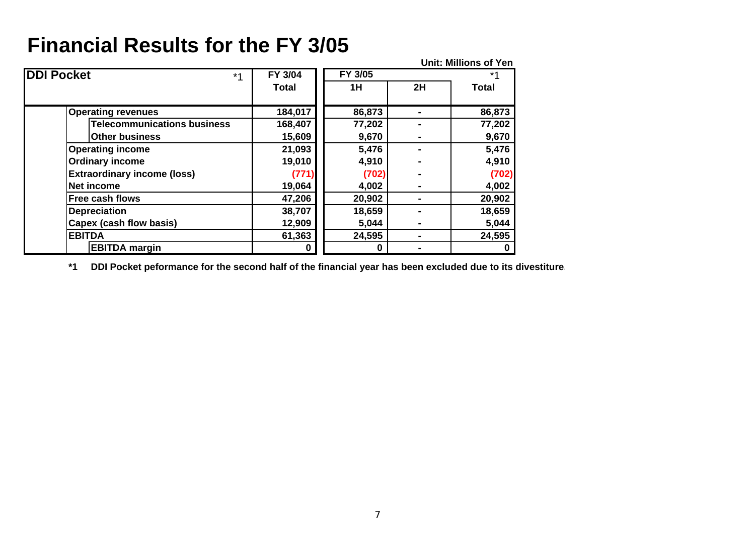# Financial Results for the FY 3/05

Unit: Millions of Yen

| DDI Pocket *1 | FY 3/04 | FY 3/05 | | *1 |
|---|---|---|---|---|
| | Total | 1H | 2H | Total |
| Operating revenues | 184,017 | 86,873 | - | 86,873 |
| Telecommunications business | 168,407 | 77,202 | - | 77,202 |
| Other business | 15,609 | 9,670 | - | 9,670 |
| Operating income | 21,093 | 5,476 | - | 5,476 |
| Ordinary income | 19,010 | 4,910 | - | 4,910 |
| Extraordinary income (loss) | (771) | (702) | - | (702) |
| Net income | 19,064 | 4,002 | - | 4,002 |
| Free cash flows | 47,206 | 20,902 | - | 20,902 |
| Depreciation | 38,707 | 18,659 | - | 18,659 |
| Capex (cash flow basis) | 12,909 | 5,044 | - | 5,044 |
| EBITDA | 61,363 | 24,595 | - | 24,595 |
| EBITDA margin | 0 | 0 | - | 0 |

*1 DDI Pocket peformance for the second half of the financial year has been excluded due to its divestiture.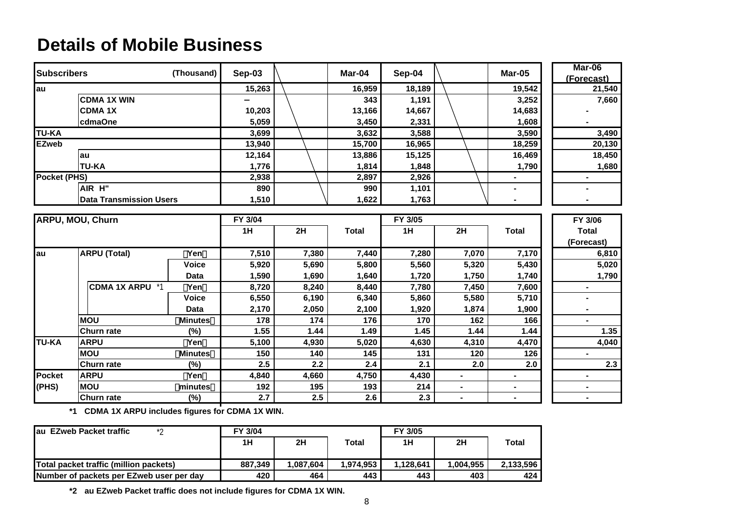# Details of Mobile Business

| Subscribers | | (Thousand) | Sep-03 | | Mar-04 | Sep-04 | | Mar-05 | Mar-06 (Forecast) |
|---|---|---|---|---|---|---|---|---|---|
| au | | | 15,263 | | 16,959 | 18,189 | | 19,542 | 21,540 |
| | CDMA 1X WIN | | – | | 343 | 1,191 | | 3,252 | 7,660 |
| | CDMA 1X | | 10,203 | | 13,166 | 14,667 | | 14,683 | - |
| | cdmaOne | | 5,059 | | 3,450 | 2,331 | | 1,608 | - |
| TU-KA | | | 3,699 | | 3,632 | 3,588 | | 3,590 | 3,490 |
| EZweb | | | 13,940 | | 15,700 | 16,965 | | 18,259 | 20,130 |
| | au | | 12,164 | | 13,886 | 15,125 | | 16,469 | 18,450 |
| | TU-KA | | 1,776 | | 1,814 | 1,848 | | 1,790 | 1,680 |
| Pocket (PHS) | | | 2,938 | | 2,897 | 2,926 | | - | - |
| | AIR H" | | 890 | | 990 | 1,101 | | - | - |
| | Data Transmission Users | | 1,510 | | 1,622 | 1,763 | | - | - |

| ARPU, MOU, Churn | | | FY 3/04 | | | FY 3/05 | | | FY 3/06 |
|---|---|---|---|---|---|---|---|---|---|
| | | | 1H | 2H | Total | 1H | 2H | Total | Total (Forecast) |
| au | ARPU (Total) | (Yen) | 7,510 | 7,380 | 7,440 | 7,280 | 7,070 | 7,170 | 6,810 |
| | | Voice | 5,920 | 5,690 | 5,800 | 5,560 | 5,320 | 5,430 | 5,020 |
| | | Data | 1,590 | 1,690 | 1,640 | 1,720 | 1,750 | 1,740 | 1,790 |
| | CDMA 1X ARPU *1 | (Yen) | 8,720 | 8,240 | 8,440 | 7,780 | 7,450 | 7,600 | - |
| | | Voice | 6,550 | 6,190 | 6,340 | 5,860 | 5,580 | 5,710 | - |
| | | Data | 2,170 | 2,050 | 2,100 | 1,920 | 1,874 | 1,900 | - |
| | MOU | (Minutes) | 178 | 174 | 176 | 170 | 162 | 166 | - |
| | Churn rate | (%) | 1.55 | 1.44 | 1.49 | 1.45 | 1.44 | 1.44 | 1.35 |
| TU-KA | ARPU | (Yen) | 5,100 | 4,930 | 5,020 | 4,630 | 4,310 | 4,470 | 4,040 |
| | MOU | (Minutes) | 150 | 140 | 145 | 131 | 120 | 126 | - |
| | Churn rate | (%) | 2.5 | 2.2 | 2.4 | 2.1 | 2.0 | 2.0 | 2.3 |
| Pocket (PHS) | ARPU | (Yen) | 4,840 | 4,660 | 4,750 | 4,430 | - | - | - |
| | MOU | (minutes) | 192 | 195 | 193 | 214 | - | - | - |
| | Churn rate | (%) | 2.7 | 2.5 | 2.6 | 2.3 | - | - | - |

*1 CDMA 1X ARPU includes figures for CDMA 1X WIN.

| au EZweb Packet traffic *2 | FY 3/04 | | | FY 3/05 | | |
|---|---|---|---|---|---|---|
| | 1H | 2H | Total | 1H | 2H | Total |
| Total packet traffic (million packets) | 887,349 | 1,087,604 | 1,974,953 | 1,128,641 | 1,004,955 | 2,133,596 |
| Number of packets per EZweb user per day | 420 | 464 | 443 | 443 | 403 | 424 |

*2 au EZweb Packet traffic does not include figures for CDMA 1X WIN.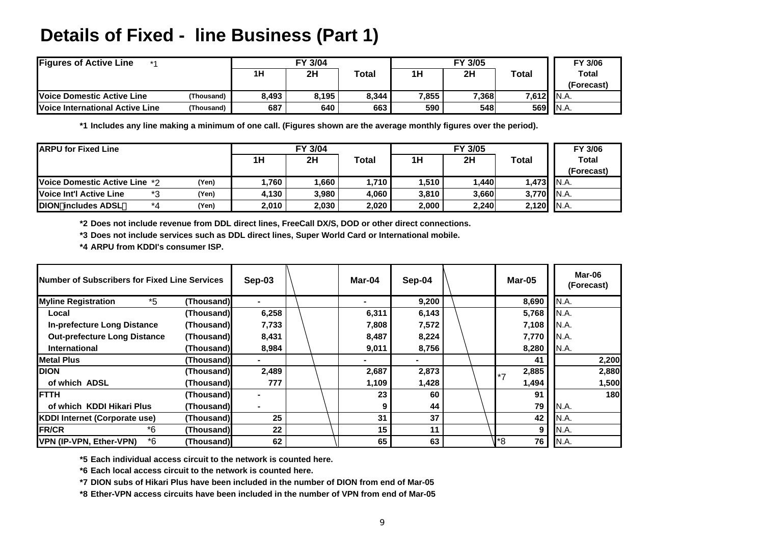# Details of Fixed - line Business (Part 1)

| Figures of Active Line *1 | | FY 3/04 1H | FY 3/04 2H | FY 3/04 Total | FY 3/05 1H | FY 3/05 2H | FY 3/05 Total | FY 3/06 Total (Forecast) |
|---|---|---|---|---|---|---|---|---|
| Voice Domestic Active Line | (Thousand) | 8,493 | 8,195 | 8,344 | 7,855 | 7,368 | 7,612 | N.A. |
| Voice International Active Line | (Thousand) | 687 | 640 | 663 | 590 | 548 | 569 | N.A. |

*1 Includes any line making a minimum of one call. (Figures shown are the average monthly figures over the period).

| ARPU for Fixed Line | | FY 3/04 1H | FY 3/04 2H | FY 3/04 Total | FY 3/05 1H | FY 3/05 2H | FY 3/05 Total | FY 3/06 Total (Forecast) |
|---|---|---|---|---|---|---|---|---|
| Voice Domestic Active Line *2 | (Yen) | 1,760 | 1,660 | 1,710 | 1,510 | 1,440 | 1,473 | N.A. |
| Voice Int'l Active Line *3 | (Yen) | 4,130 | 3,980 | 4,060 | 3,810 | 3,660 | 3,770 | N.A. |
| DION（includes ADSL） *4 | (Yen) | 2,010 | 2,030 | 2,020 | 2,000 | 2,240 | 2,120 | N.A. |

*2 Does not include revenue from DDL direct lines, FreeCall DX/S, DOD or other direct connections.

*3 Does not include services such as DDL direct lines, Super World Card or International mobile.

*4 ARPU from KDDI's consumer ISP.

| Number of Subscribers for Fixed Line Services | | Sep-03 | Mar-04 | Sep-04 | Mar-05 | Mar-06 (Forecast) |
|---|---|---|---|---|---|---|
| Myline Registration *5 | (Thousand) | - | - | 9,200 | 8,690 | N.A. |
| Local | (Thousand) | 6,258 | 6,311 | 6,143 | 5,768 | N.A. |
| In-prefecture Long Distance | (Thousand) | 7,733 | 7,808 | 7,572 | 7,108 | N.A. |
| Out-prefecture Long Distance | (Thousand) | 8,431 | 8,487 | 8,224 | 7,770 | N.A. |
| International | (Thousand) | 8,984 | 9,011 | 8,756 | 8,280 | N.A. |
| Metal Plus | (Thousand) | - | - | - | 41 | 2,200 |
| DION | (Thousand) | 2,489 | 2,687 | 2,873 | *7 2,885 | 2,880 |
| of which ADSL | (Thousand) | 777 | 1,109 | 1,428 | 1,494 | 1,500 |
| FTTH | (Thousand) | - | 23 | 60 | 91 | 180 |
| of which KDDI Hikari Plus | (Thousand) | - | 9 | 44 | 79 | N.A. |
| KDDI Internet (Corporate use) | (Thousand) | 25 | 31 | 37 | 42 | N.A. |
| FR/CR *6 | (Thousand) | 22 | 15 | 11 | 9 | N.A. |
| VPN (IP-VPN, Ether-VPN) *6 | (Thousand) | 62 | 65 | 63 | *8 76 | N.A. |

*5 Each individual access circuit to the network is counted here.

*6 Each local access circuit to the network is counted here.

*7 DION subs of Hikari Plus have been included in the number of DION from end of Mar-05

*8 Ether-VPN access circuits have been included in the number of VPN from end of Mar-05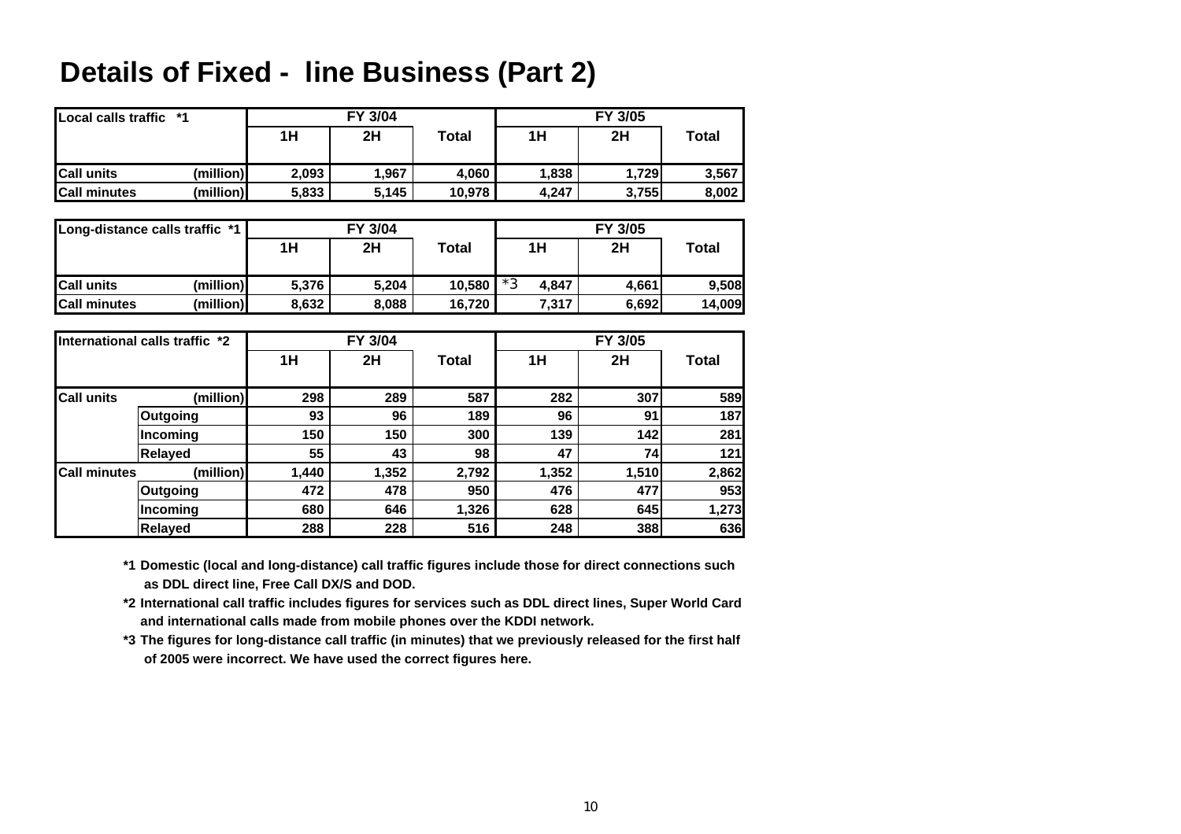# Details of Fixed - line Business (Part 2)

| Local calls traffic *1 | | FY 3/04 | | | FY 3/05 | | |
|---|---|---|---|---|---|---|---|
| | | 1H | 2H | Total | 1H | 2H | Total |
| Call units | (million) | 2,093 | 1,967 | 4,060 | 1,838 | 1,729 | 3,567 |
| Call minutes | (million) | 5,833 | 5,145 | 10,978 | 4,247 | 3,755 | 8,002 |

| Long-distance calls traffic *1 | | FY 3/04 | | | FY 3/05 | | |
|---|---|---|---|---|---|---|---|
| | | 1H | 2H | Total | 1H | 2H | Total |
| Call units | (million) | 5,376 | 5,204 | 10,580 | *3 4,847 | 4,661 | 9,508 |
| Call minutes | (million) | 8,632 | 8,088 | 16,720 | 7,317 | 6,692 | 14,009 |

| International calls traffic *2 | | FY 3/04 | | | FY 3/05 | | |
|---|---|---|---|---|---|---|---|
| | | 1H | 2H | Total | 1H | 2H | Total |
| Call units | (million) | 298 | 289 | 587 | 282 | 307 | 589 |
| | Outgoing | 93 | 96 | 189 | 96 | 91 | 187 |
| | Incoming | 150 | 150 | 300 | 139 | 142 | 281 |
| | Relayed | 55 | 43 | 98 | 47 | 74 | 121 |
| Call minutes | (million) | 1,440 | 1,352 | 2,792 | 1,352 | 1,510 | 2,862 |
| | Outgoing | 472 | 478 | 950 | 476 | 477 | 953 |
| | Incoming | 680 | 646 | 1,326 | 628 | 645 | 1,273 |
| | Relayed | 288 | 228 | 516 | 248 | 388 | 636 |

*1 Domestic (local and long-distance) call traffic figures include those for direct connections such as DDL direct line, Free Call DX/S and DOD.

*2 International call traffic includes figures for services such as DDL direct lines, Super World Card and international calls made from mobile phones over the KDDI network.

*3 The figures for long-distance call traffic (in minutes) that we previously released for the first half of 2005 were incorrect. We have used the correct figures here.